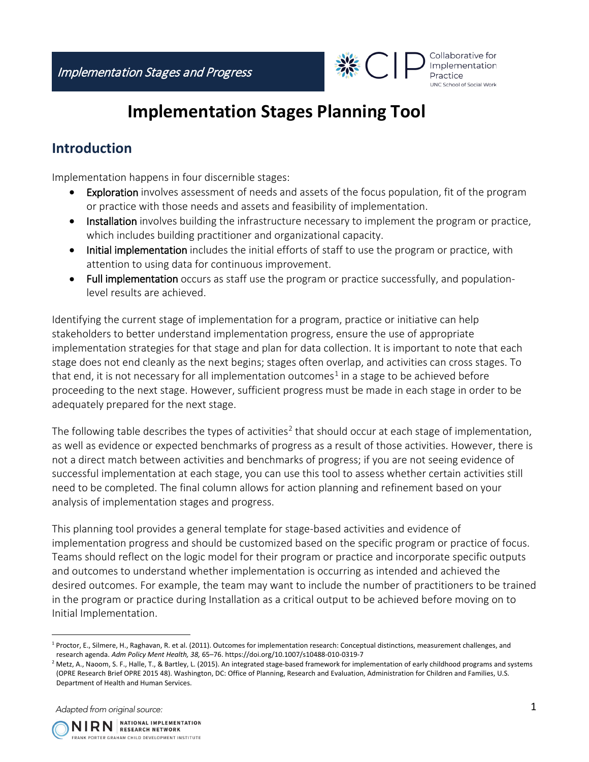# Implementation Stages Planning Tool

## Introduction

Implementation happens in four discernible stages:

- Exploration involves assessment of needs and assets of the focus population, fit of the program or practice with those needs and assets and feasibility of implementation.
- Installation involves building the infrastructure necessary to implement the program or practice, which includes building practitioner and organizational capacity.
- Initial implementation includes the initial efforts of staff to use the program or practice, with attention to using data for continuous improvement.
- Full implementation occurs as staff use the program or practice successfully, and population-level results are achieved.

Identifying the current stage of implementation for a program, practice or initiative can help stakeholders to better understand implementation progress, ensure the use of appropriate implementation strategies for that stage and plan for data collection. It is important to note that each stage does not end cleanly as the next begins; stages often overlap, and activities can cross stages. To that end, it is not necessary for all implementation outcomes[1] in a stage to be achieved before proceeding to the next stage. However, sufficient progress must be made in each stage in order to be adequately prepared for the next stage.

The following table describes the types of activities[2] that should occur at each stage of implementation, as well as evidence or expected benchmarks of progress as a result of those activities. However, there is not a direct match between activities and benchmarks of progress; if you are not seeing evidence of successful implementation at each stage, you can use this tool to assess whether certain activities still need to be completed. The final column allows for action planning and refinement based on your analysis of implementation stages and progress.

This planning tool provides a general template for stage-based activities and evidence of implementation progress and should be customized based on the specific program or practice of focus. Teams should reflect on the logic model for their program or practice and incorporate specific outputs and outcomes to understand whether implementation is occurring as intended and achieved the desired outcomes. For example, the team may want to include the number of practitioners to be trained in the program or practice during Installation as a critical output to be achieved before moving on to Initial Implementation.

[1] Proctor, E., Silmere, H., Raghavan, R. et al. (2011). Outcomes for implementation research: Conceptual distinctions, measurement challenges, and research agenda. *Adm Policy Ment Health, 38,* 65–76. https://doi.org/10.1007/s10488-010-0319-7

[2] Metz, A., Naoom, S. F., Halle, T., & Bartley, L. (2015). An integrated stage-based framework for implementation of early childhood programs and systems (OPRE Research Brief OPRE 2015 48). Washington, DC: Office of Planning, Research and Evaluation, Administration for Children and Families, U.S. Department of Health and Human Services.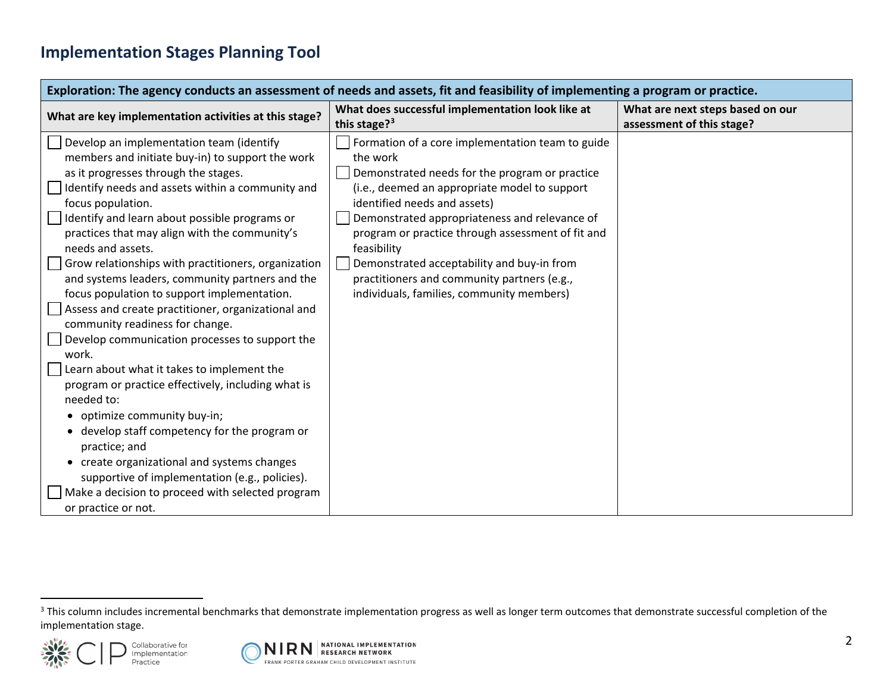## Implementation Stages Planning Tool

| Exploration: The agency conducts an assessment of needs and assets, fit and feasibility of implementing a program or practice. | | |
|---|---|---|
| **What are key implementation activities at this stage?** | **What does successful implementation look like at this stage?**[3] | **What are next steps based on our assessment of this stage?** |
| ☐ Develop an implementation team (identify members and initiate buy-in) to support the work as it progresses through the stages.<br>☐ Identify needs and assets within a community and focus population.<br>☐ Identify and learn about possible programs or practices that may align with the community's needs and assets.<br>☐ Grow relationships with practitioners, organization and systems leaders, community partners and the focus population to support implementation.<br>☐ Assess and create practitioner, organizational and community readiness for change.<br>☐ Develop communication processes to support the work.<br>☐ Learn about what it takes to implement the program or practice effectively, including what is needed to:<br>• optimize community buy-in;<br>• develop staff competency for the program or practice; and<br>• create organizational and systems changes supportive of implementation (e.g., policies).<br>☐ Make a decision to proceed with selected program or practice or not. | ☐ Formation of a core implementation team to guide the work<br>☐ Demonstrated needs for the program or practice (i.e., deemed an appropriate model to support identified needs and assets)<br>☐ Demonstrated appropriateness and relevance of program or practice through assessment of fit and feasibility<br>☐ Demonstrated acceptability and buy-in from practitioners and community partners (e.g., individuals, families, community members) | |

[3] This column includes incremental benchmarks that demonstrate implementation progress as well as longer term outcomes that demonstrate successful completion of the implementation stage.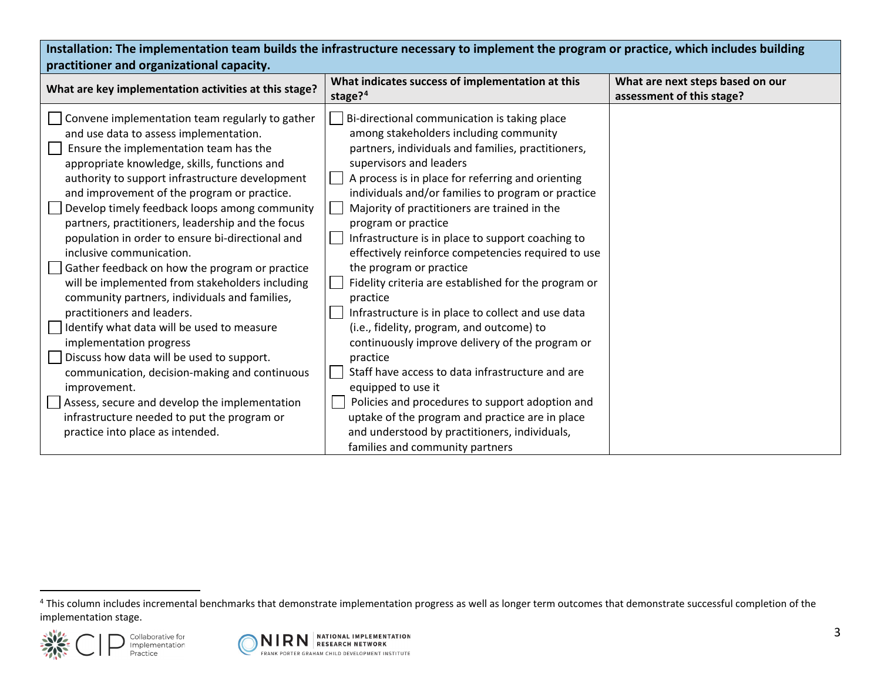| Installation: The implementation team builds the infrastructure necessary to implement the program or practice, which includes building practitioner and organizational capacity. | | |
|---|---|---|
| **What are key implementation activities at this stage?** | **What indicates success of implementation at this stage?**[4] | **What are next steps based on our assessment of this stage?** |
| ☐ Convene implementation team regularly to gather and use data to assess implementation.<br>☐ Ensure the implementation team has the appropriate knowledge, skills, functions and authority to support infrastructure development and improvement of the program or practice.<br>☐ Develop timely feedback loops among community partners, practitioners, leadership and the focus population in order to ensure bi-directional and inclusive communication.<br>☐ Gather feedback on how the program or practice will be implemented from stakeholders including community partners, individuals and families, practitioners and leaders.<br>☐ Identify what data will be used to measure implementation progress<br>☐ Discuss how data will be used to support. communication, decision-making and continuous improvement.<br>☐ Assess, secure and develop the implementation infrastructure needed to put the program or practice into place as intended. | ☐ Bi-directional communication is taking place among stakeholders including community partners, individuals and families, practitioners, supervisors and leaders<br>☐ A process is in place for referring and orienting individuals and/or families to program or practice<br>☐ Majority of practitioners are trained in the program or practice<br>☐ Infrastructure is in place to support coaching to effectively reinforce competencies required to use the program or practice<br>☐ Fidelity criteria are established for the program or practice<br>☐ Infrastructure is in place to collect and use data (i.e., fidelity, program, and outcome) to continuously improve delivery of the program or practice<br>☐ Staff have access to data infrastructure and are equipped to use it<br>☐ Policies and procedures to support adoption and uptake of the program and practice are in place and understood by practitioners, individuals, families and community partners | |

[4] This column includes incremental benchmarks that demonstrate implementation progress as well as longer term outcomes that demonstrate successful completion of the implementation stage.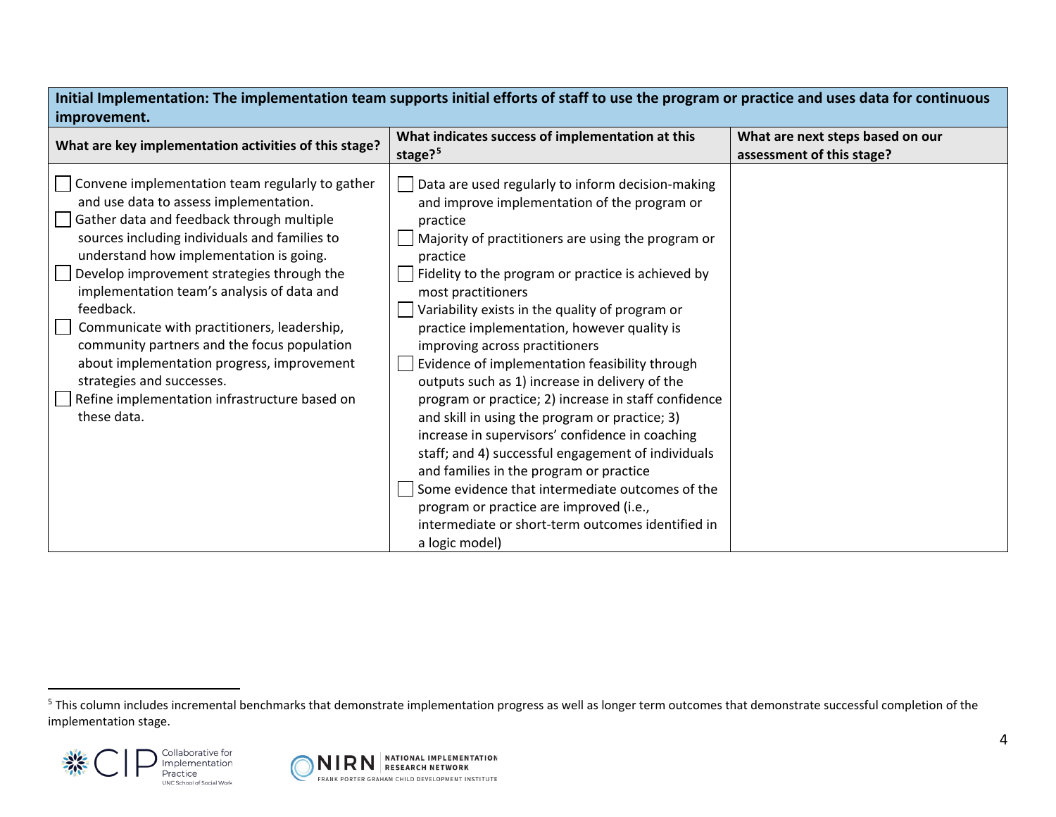| **Initial Implementation: The implementation team supports initial efforts of staff to use the program or practice and uses data for continuous improvement.** | | |
|---|---|---|
| **What are key implementation activities of this stage?** | **What indicates success of implementation at this stage?**[5] | **What are next steps based on our assessment of this stage?** |
| ☐ Convene implementation team regularly to gather and use data to assess implementation.<br>☐ Gather data and feedback through multiple sources including individuals and families to understand how implementation is going.<br>☐ Develop improvement strategies through the implementation team's analysis of data and feedback.<br>☐ Communicate with practitioners, leadership, community partners and the focus population about implementation progress, improvement strategies and successes.<br>☐ Refine implementation infrastructure based on these data. | ☐ Data are used regularly to inform decision-making and improve implementation of the program or practice<br>☐ Majority of practitioners are using the program or practice<br>☐ Fidelity to the program or practice is achieved by most practitioners<br>☐ Variability exists in the quality of program or practice implementation, however quality is improving across practitioners<br>☐ Evidence of implementation feasibility through outputs such as 1) increase in delivery of the program or practice; 2) increase in staff confidence and skill in using the program or practice; 3) increase in supervisors' confidence in coaching staff; and 4) successful engagement of individuals and families in the program or practice<br>☐ Some evidence that intermediate outcomes of the program or practice are improved (i.e., intermediate or short-term outcomes identified in a logic model) | |

[5] This column includes incremental benchmarks that demonstrate implementation progress as well as longer term outcomes that demonstrate successful completion of the implementation stage.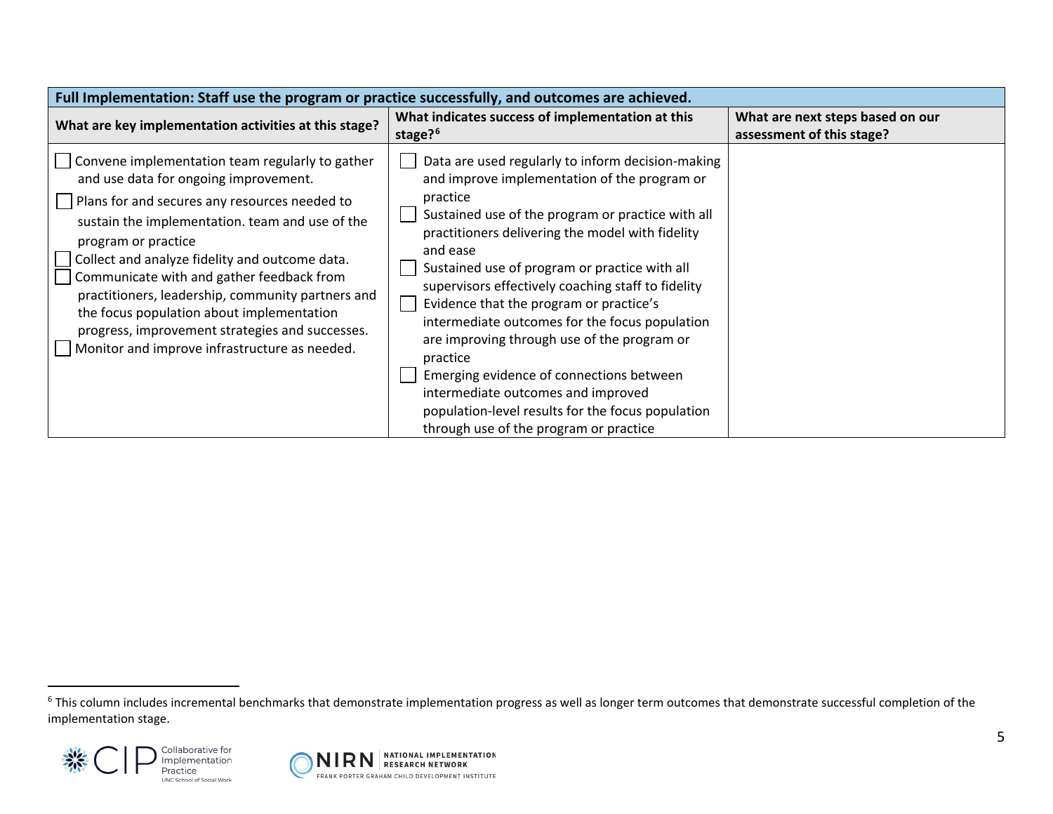| Full Implementation: Staff use the program or practice successfully, and outcomes are achieved. | | |
|---|---|---|
| **What are key implementation activities at this stage?** | **What indicates success of implementation at this stage?[6]** | **What are next steps based on our assessment of this stage?** |
| ☐ Convene implementation team regularly to gather and use data for ongoing improvement.<br>☐ Plans for and secures any resources needed to sustain the implementation. team and use of the program or practice<br>☐ Collect and analyze fidelity and outcome data.<br>☐ Communicate with and gather feedback from practitioners, leadership, community partners and the focus population about implementation progress, improvement strategies and successes.<br>☐ Monitor and improve infrastructure as needed. | ☐ Data are used regularly to inform decision-making and improve implementation of the program or practice<br>☐ Sustained use of the program or practice with all practitioners delivering the model with fidelity and ease<br>☐ Sustained use of program or practice with all supervisors effectively coaching staff to fidelity<br>☐ Evidence that the program or practice's intermediate outcomes for the focus population are improving through use of the program or practice<br>☐ Emerging evidence of connections between intermediate outcomes and improved population-level results for the focus population through use of the program or practice | |

[6] This column includes incremental benchmarks that demonstrate implementation progress as well as longer term outcomes that demonstrate successful completion of the implementation stage.